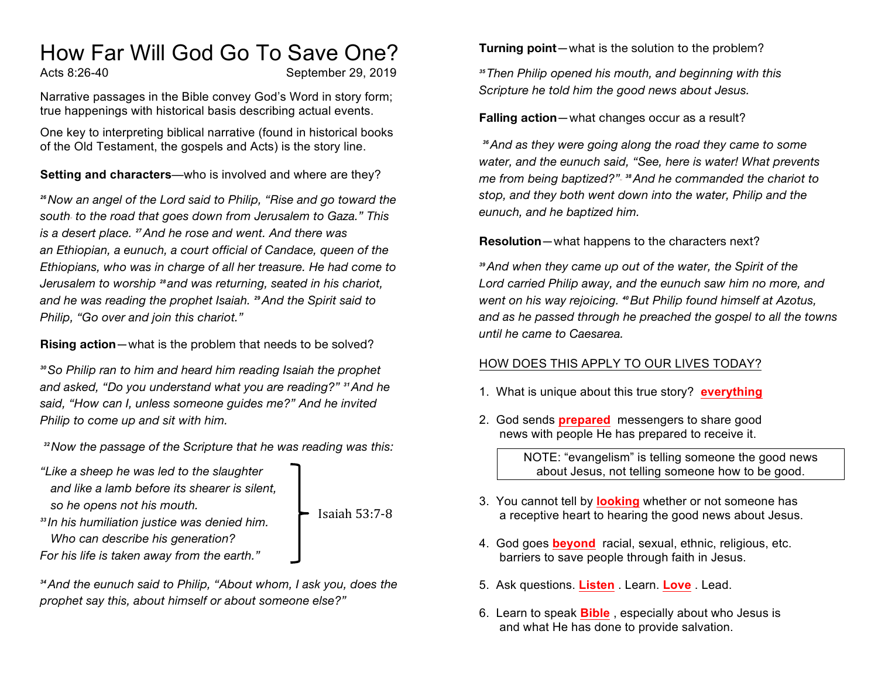# How Far Will God Go To Save One?

Acts 8:26-40 September 29, 2019

Narrative passages in the Bible convey God's Word in story form; true happenings with historical basis describing actual events.

One key to interpreting biblical narrative (found in historical books of the Old Testament, the gospels and Acts) is the story line.

**Setting and characters**—who is involved and where are they?

*[26] Now an angel of the Lord said to Philip, "Rise and go toward the south to the road that goes down from Jerusalem to Gaza." This is a desert place. [27] And he rose and went. And there was an Ethiopian, a eunuch, a court official of Candace, queen of the Ethiopians, who was in charge of all her treasure. He had come to Jerusalem to worship [28] and was returning, seated in his chariot, and he was reading the prophet Isaiah. [29] And the Spirit said to Philip, "Go over and join this chariot."*

**Rising action**—what is the problem that needs to be solved?

*[30] So Philip ran to him and heard him reading Isaiah the prophet and asked, "Do you understand what you are reading?" [31] And he said, "How can I, unless someone guides me?" And he invited Philip to come up and sit with him.*

*[32] Now the passage of the Scripture that he was reading was this:*

*"Like a sheep he was led to the slaughter*
*and like a lamb before its shearer is silent,*
*so he opens not his mouth.*
*[33] In his humiliation justice was denied him.*
*Who can describe his generation?*
*For his life is taken away from the earth."*

Isaiah 53:7-8

*[34] And the eunuch said to Philip, "About whom, I ask you, does the prophet say this, about himself or about someone else?"*

**Turning point**—what is the solution to the problem?

*[35] Then Philip opened his mouth, and beginning with this Scripture he told him the good news about Jesus.*

**Falling action**—what changes occur as a result?

*[36] And as they were going along the road they came to some water, and the eunuch said, "See, here is water! What prevents me from being baptized?" [38] And he commanded the chariot to stop, and they both went down into the water, Philip and the eunuch, and he baptized him.*

**Resolution**—what happens to the characters next?

*[39] And when they came up out of the water, the Spirit of the Lord carried Philip away, and the eunuch saw him no more, and went on his way rejoicing. [40] But Philip found himself at Azotus, and as he passed through he preached the gospel to all the towns until he came to Caesarea.*

## HOW DOES THIS APPLY TO OUR LIVES TODAY?

1. What is unique about this true story? **everything**
2. God sends **prepared** messengers to share good news with people He has prepared to receive it.

   NOTE: "evangelism" is telling someone the good news about Jesus, not telling someone how to be good.

3. You cannot tell by **looking** whether or not someone has a receptive heart to hearing the good news about Jesus.
4. God goes **beyond** racial, sexual, ethnic, religious, etc. barriers to save people through faith in Jesus.
5. Ask questions. **Listen** . Learn. **Love** . Lead.
6. Learn to speak **Bible** , especially about who Jesus is and what He has done to provide salvation.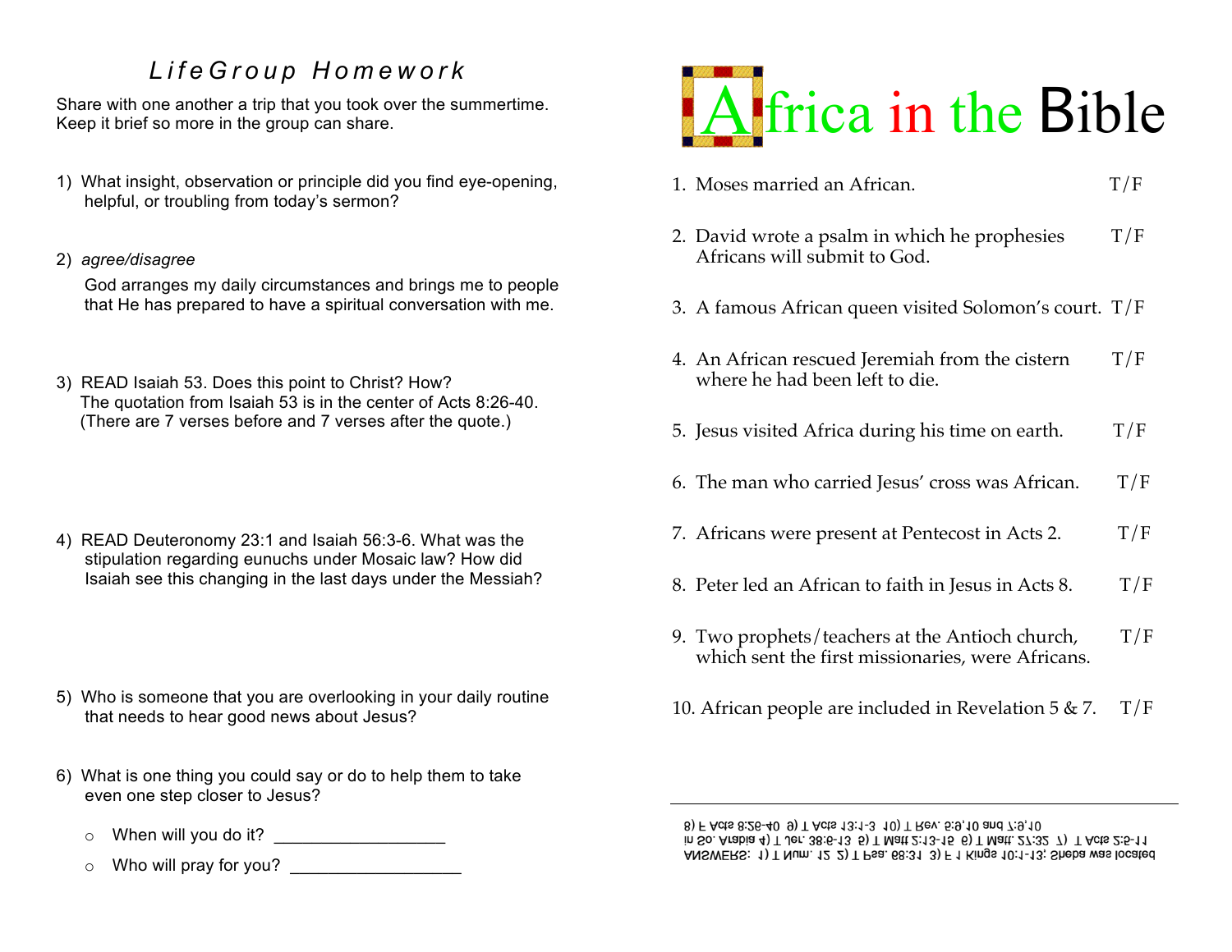## *LifeGroup Homework*

Share with one another a trip that you took over the summertime. Keep it brief so more in the group can share.

1) What insight, observation or principle did you find eye-opening, helpful, or troubling from today's sermon?

2) *agree/disagree*

   God arranges my daily circumstances and brings me to people that He has prepared to have a spiritual conversation with me.

3) READ Isaiah 53. Does this point to Christ? How? The quotation from Isaiah 53 is in the center of Acts 8:26-40. (There are 7 verses before and 7 verses after the quote.)

4) READ Deuteronomy 23:1 and Isaiah 56:3-6. What was the stipulation regarding eunuchs under Mosaic law? How did Isaiah see this changing in the last days under the Messiah?

5) Who is someone that you are overlooking in your daily routine that needs to hear good news about Jesus?

6) What is one thing you could say or do to help them to take even one step closer to Jesus?

   - When will you do it? ___________________
   - Who will pray for you? ___________________

# Africa in the Bible

1. Moses married an African. T/F
2. David wrote a psalm in which he prophesies Africans will submit to God. T/F
3. A famous African queen visited Solomon's court. T/F
4. An African rescued Jeremiah from the cistern where he had been left to die. T/F
5. Jesus visited Africa during his time on earth. T/F
6. The man who carried Jesus' cross was African. T/F
7. Africans were present at Pentecost in Acts 2. T/F
8. Peter led an African to faith in Jesus in Acts 8. T/F
9. Two prophets/teachers at the Antioch church, which sent the first missionaries, were Africans. T/F
10. African people are included in Revelation 5 & 7. T/F

---

ANSWERS: 1) T Num. 12 2) T Psa. 68:31 3) F 1 Kings 10:1-13; Sheba was located in So. Arabia 4) T Jer. 38:6-13 5) T Matt 2:13-15 6) T Matt. 27:32 7) T Acts 2:5-11 8) F Acts 8:26-40 9) T Acts 13:1-3 10) T Rev. 5:9,10 and 7:9,10